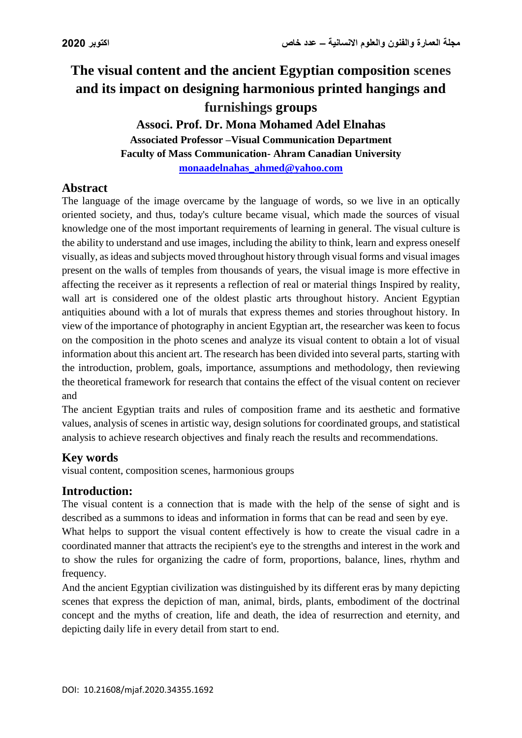# The visual content and the ancient Egyptian composition scenes and its impact on designing harmonious printed hangings and furnishings groups

**Associ. Prof. Dr. Mona Mohamed Adel Elnahas**

**Associated Professor –Visual Communication Department**

**Faculty of Mass Communication- Ahram Canadian University**

**monaadelnahas_ahmed@yahoo.com**

## Abstract

The language of the image overcame by the language of words, so we live in an optically oriented society, and thus, today's culture became visual, which made the sources of visual knowledge one of the most important requirements of learning in general. The visual culture is the ability to understand and use images, including the ability to think, learn and express oneself visually, as ideas and subjects moved throughout history through visual forms and visual images present on the walls of temples from thousands of years, the visual image is more effective in affecting the receiver as it represents a reflection of real or material things Inspired by reality, wall art is considered one of the oldest plastic arts throughout history. Ancient Egyptian antiquities abound with a lot of murals that express themes and stories throughout history. In view of the importance of photography in ancient Egyptian art, the researcher was keen to focus on the composition in the photo scenes and analyze its visual content to obtain a lot of visual information about this ancient art. The research has been divided into several parts, starting with the introduction, problem, goals, importance, assumptions and methodology, then reviewing the theoretical framework for research that contains the effect of the visual content on reciever and

The ancient Egyptian traits and rules of composition frame and its aesthetic and formative values, analysis of scenes in artistic way, design solutions for coordinated groups, and statistical analysis to achieve research objectives and finaly reach the results and recommendations.

## Key words

visual content, composition scenes, harmonious groups

## Introduction:

The visual content is a connection that is made with the help of the sense of sight and is described as a summons to ideas and information in forms that can be read and seen by eye.

What helps to support the visual content effectively is how to create the visual cadre in a coordinated manner that attracts the recipient's eye to the strengths and interest in the work and to show the rules for organizing the cadre of form, proportions, balance, lines, rhythm and frequency.

And the ancient Egyptian civilization was distinguished by its different eras by many depicting scenes that express the depiction of man, animal, birds, plants, embodiment of the doctrinal concept and the myths of creation, life and death, the idea of resurrection and eternity, and depicting daily life in every detail from start to end.

DOI: 10.21608/mjaf.2020.34355.1692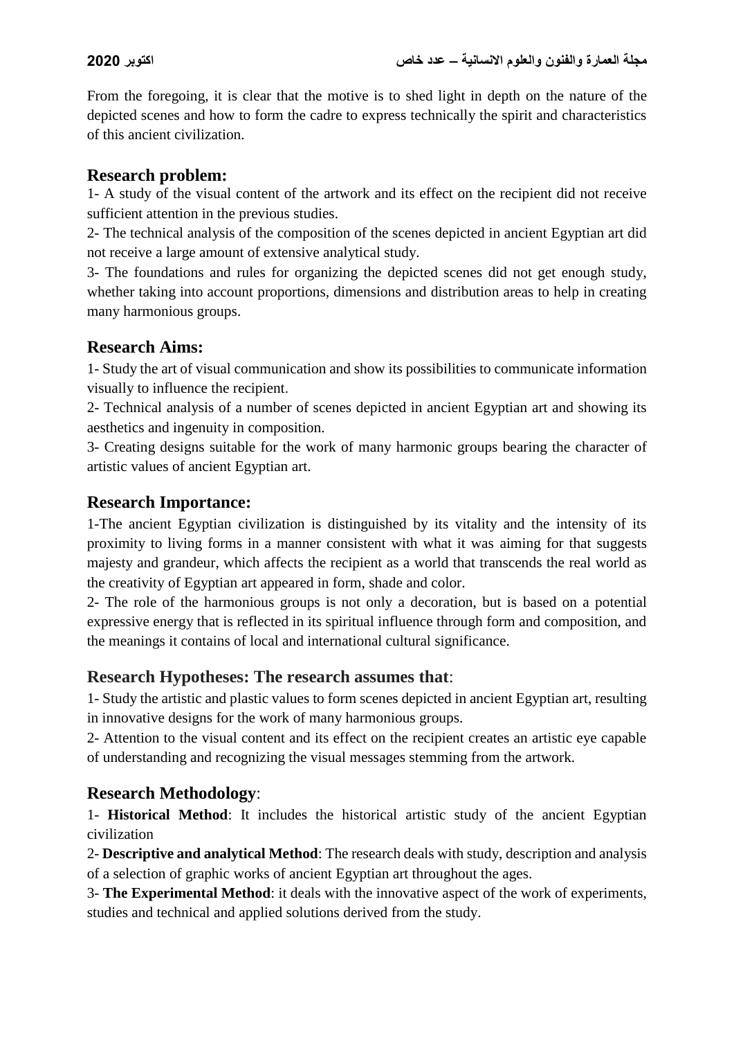From the foregoing, it is clear that the motive is to shed light in depth on the nature of the depicted scenes and how to form the cadre to express technically the spirit and characteristics of this ancient civilization.

## Research problem:

1- A study of the visual content of the artwork and its effect on the recipient did not receive sufficient attention in the previous studies.

2- The technical analysis of the composition of the scenes depicted in ancient Egyptian art did not receive a large amount of extensive analytical study.

3- The foundations and rules for organizing the depicted scenes did not get enough study, whether taking into account proportions, dimensions and distribution areas to help in creating many harmonious groups.

## Research Aims:

1- Study the art of visual communication and show its possibilities to communicate information visually to influence the recipient.

2- Technical analysis of a number of scenes depicted in ancient Egyptian art and showing its aesthetics and ingenuity in composition.

3- Creating designs suitable for the work of many harmonic groups bearing the character of artistic values of ancient Egyptian art.

## Research Importance:

1-The ancient Egyptian civilization is distinguished by its vitality and the intensity of its proximity to living forms in a manner consistent with what it was aiming for that suggests majesty and grandeur, which affects the recipient as a world that transcends the real world as the creativity of Egyptian art appeared in form, shade and color.

2- The role of the harmonious groups is not only a decoration, but is based on a potential expressive energy that is reflected in its spiritual influence through form and composition, and the meanings it contains of local and international cultural significance.

## Research Hypotheses: The research assumes that:

1- Study the artistic and plastic values to form scenes depicted in ancient Egyptian art, resulting in innovative designs for the work of many harmonious groups.

2- Attention to the visual content and its effect on the recipient creates an artistic eye capable of understanding and recognizing the visual messages stemming from the artwork.

## Research Methodology:

1- **Historical Method**: It includes the historical artistic study of the ancient Egyptian civilization

2- **Descriptive and analytical Method**: The research deals with study, description and analysis of a selection of graphic works of ancient Egyptian art throughout the ages.

3- **The Experimental Method**: it deals with the innovative aspect of the work of experiments, studies and technical and applied solutions derived from the study.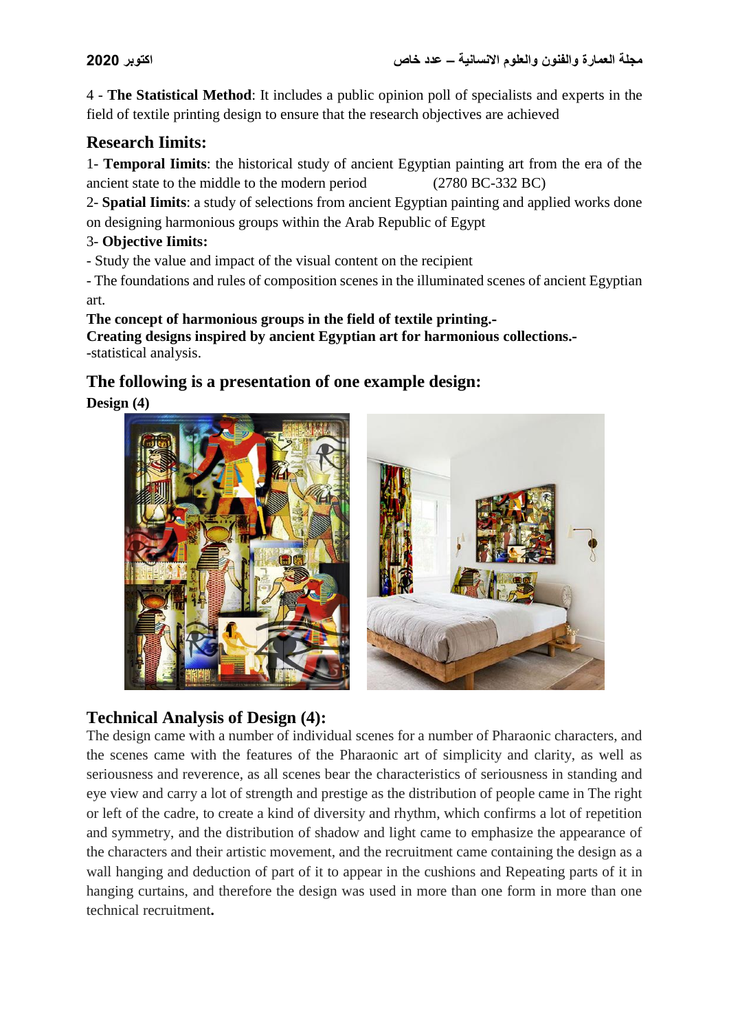4 - **The Statistical Method**: It includes a public opinion poll of specialists and experts in the field of textile printing design to ensure that the research objectives are achieved

## Research Iimits:

1- **Temporal Iimits**: the historical study of ancient Egyptian painting art from the era of the ancient state to the middle to the modern period (2780 BC-332 BC)

2- **Spatial Iimits**: a study of selections from ancient Egyptian painting and applied works done on designing harmonious groups within the Arab Republic of Egypt

3- **Objective Iimits:**

- Study the value and impact of the visual content on the recipient
- The foundations and rules of composition scenes in the illuminated scenes of ancient Egyptian art.

**The concept of harmonious groups in the field of textile printing.-**

**Creating designs inspired by ancient Egyptian art for harmonious collections.-**

-statistical analysis.

## The following is a presentation of one example design:

**Design (4)**

## Technical Analysis of Design (4):

The design came with a number of individual scenes for a number of Pharaonic characters, and the scenes came with the features of the Pharaonic art of simplicity and clarity, as well as seriousness and reverence, as all scenes bear the characteristics of seriousness in standing and eye view and carry a lot of strength and prestige as the distribution of people came in The right or left of the cadre, to create a kind of diversity and rhythm, which confirms a lot of repetition and symmetry, and the distribution of shadow and light came to emphasize the appearance of the characters and their artistic movement, and the recruitment came containing the design as a wall hanging and deduction of part of it to appear in the cushions and Repeating parts of it in hanging curtains, and therefore the design was used in more than one form in more than one technical recruitment**.**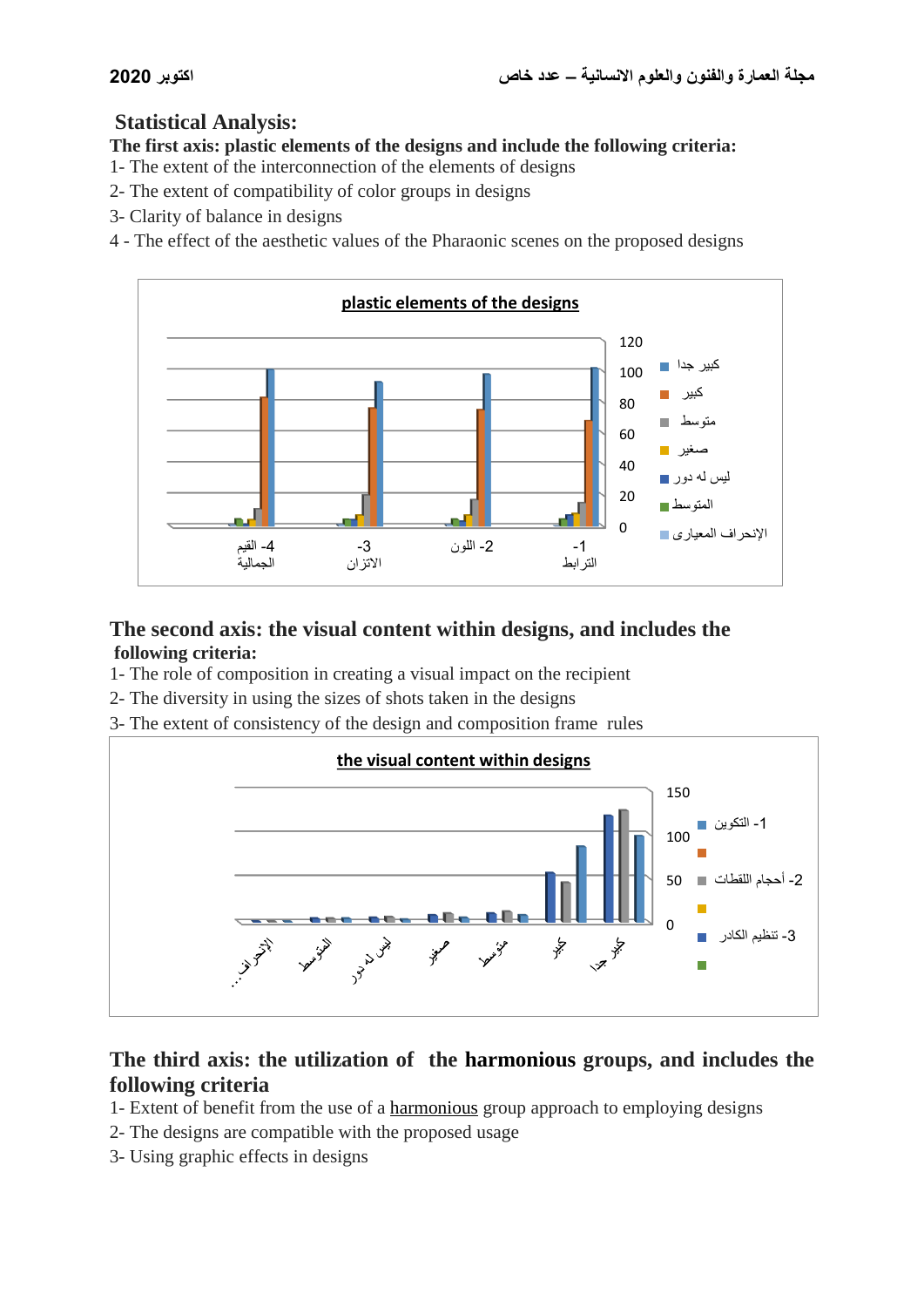## Statistical Analysis:

**The first axis: plastic elements of the designs and include the following criteria:**

1- The extent of the interconnection of the elements of designs

2- The extent of compatibility of color groups in designs

3- Clarity of balance in designs

4 - The effect of the aesthetic values of the Pharaonic scenes on the proposed designs

**plastic elements of the designs**

## The second axis: the visual content within designs, and includes the following criteria:

1- The role of composition in creating a visual impact on the recipient

2- The diversity in using the sizes of shots taken in the designs

3- The extent of consistency of the design and composition frame rules

**the visual content within designs**

## The third axis: the utilization of the harmonious groups, and includes the following criteria

1- Extent of benefit from the use of a harmonious group approach to employing designs

2- The designs are compatible with the proposed usage

3- Using graphic effects in designs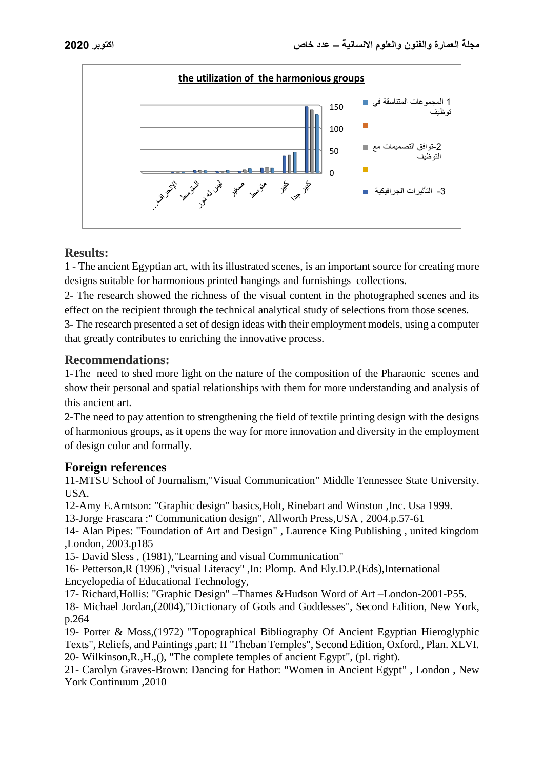the utilization of the harmonious groups

150
100
50
0

الإنحراف...
المتوسط
ليس له دور
صغير
متوسط
كبير
كبير جدا

1 المجموعات المتناسقة في توظيف

2-توافق التصميمات مع التوظيف

3- التأثيرات الجرافيكية

## Results:

1 - The ancient Egyptian art, with its illustrated scenes, is an important source for creating more designs suitable for harmonious printed hangings and furnishings collections.

2- The research showed the richness of the visual content in the photographed scenes and its effect on the recipient through the technical analytical study of selections from those scenes.

3- The research presented a set of design ideas with their employment models, using a computer that greatly contributes to enriching the innovative process.

## Recommendations:

1-The need to shed more light on the nature of the composition of the Pharaonic scenes and show their personal and spatial relationships with them for more understanding and analysis of this ancient art.

2-The need to pay attention to strengthening the field of textile printing design with the designs of harmonious groups, as it opens the way for more innovation and diversity in the employment of design color and formally.

## Foreign references

11-MTSU School of Journalism,"Visual Communication" Middle Tennessee State University. USA.

12-Amy E.Arntson: "Graphic design" basics,Holt, Rinebart and Winston ,Inc. Usa 1999.

13-Jorge Frascara :" Communication design", Allworth Press,USA , 2004.p.57-61

14- Alan Pipes: "Foundation of Art and Design" , Laurence King Publishing , united kingdom ,London, 2003.p185

15- David Sless , (1981),"Learning and visual Communication"

16- Petterson,R (1996) ,"visual Literacy" ,In: Plomp. And Ely.D.P.(Eds),International Encyelopedia of Educational Technology,

17- Richard,Hollis: "Graphic Design" –Thames &Hudson Word of Art –London-2001-P55.

18- Michael Jordan,(2004),"Dictionary of Gods and Goddesses", Second Edition, New York, p.264

19- Porter & Moss,(1972) "Topographical Bibliography Of Ancient Egyptian Hieroglyphic Texts", Reliefs, and Paintings ,part: II "Theban Temples", Second Edition, Oxford., Plan. XLVI.

20- Wilkinson,R.,H.,(), "The complete temples of ancient Egypt", (pl. right).

21- Carolyn Graves-Brown: Dancing for Hathor: "Women in Ancient Egypt" , London , New York Continuum ,2010